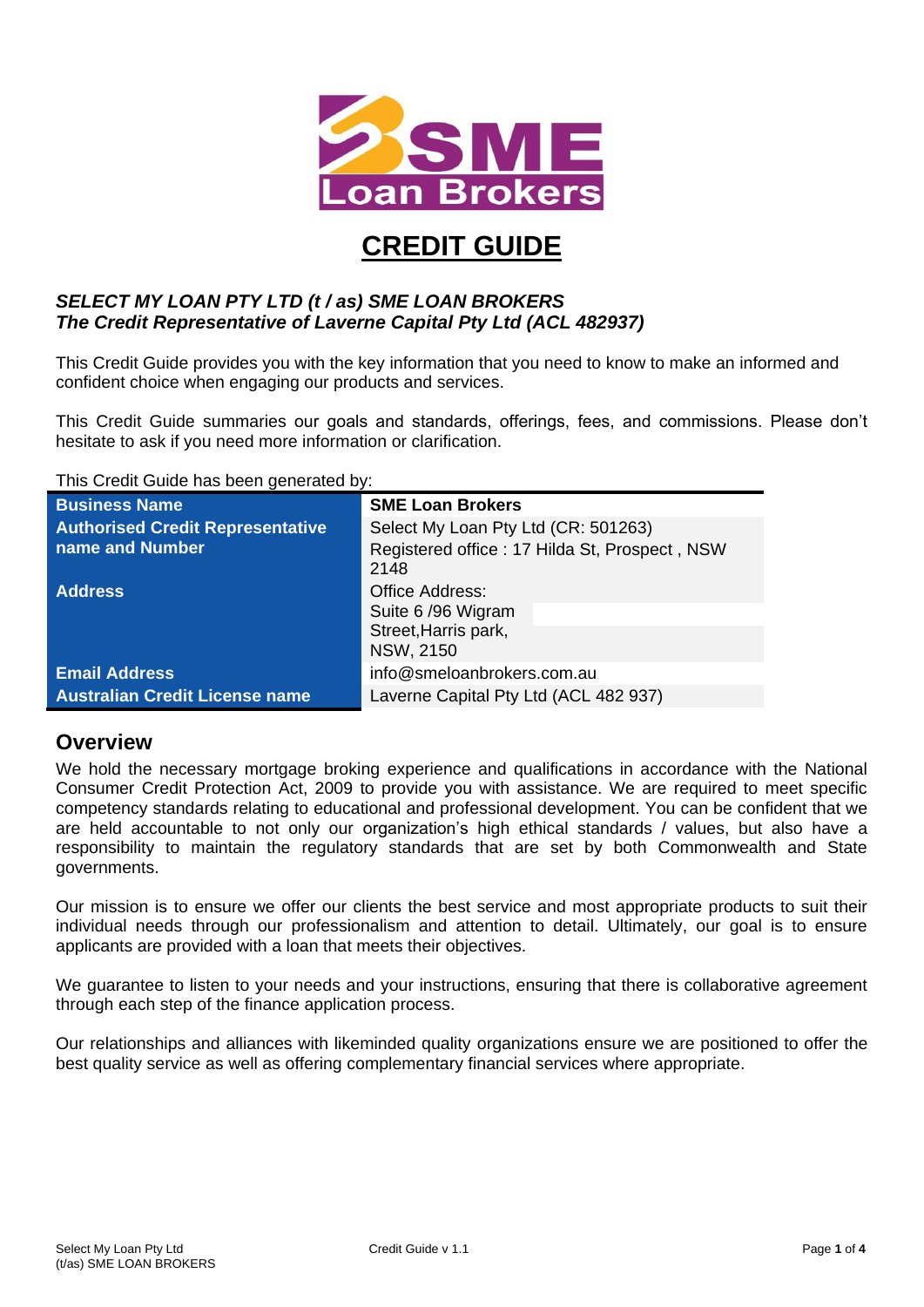# CREDIT GUIDE

***SELECT MY LOAN PTY LTD (t / as) SME LOAN BROKERS***
***The Credit Representative of Laverne Capital Pty Ltd (ACL 482937)***

This Credit Guide provides you with the key information that you need to know to make an informed and confident choice when engaging our products and services.

This Credit Guide summaries our goals and standards, offerings, fees, and commissions. Please don't hesitate to ask if you need more information or clarification.

This Credit Guide has been generated by:

| Business Name | SME Loan Brokers |
|---|---|
| Authorised Credit Representative name and Number | Select My Loan Pty Ltd (CR: 501263)<br>Registered office : 17 Hilda St, Prospect , NSW 2148 |
| Address | Office Address:<br>Suite 6 /96 Wigram Street,Harris park, NSW, 2150 |
| Email Address | info@smeloanbrokers.com.au |
| Australian Credit License name | Laverne Capital Pty Ltd (ACL 482 937) |

## Overview

We hold the necessary mortgage broking experience and qualifications in accordance with the National Consumer Credit Protection Act, 2009 to provide you with assistance. We are required to meet specific competency standards relating to educational and professional development. You can be confident that we are held accountable to not only our organization's high ethical standards / values, but also have a responsibility to maintain the regulatory standards that are set by both Commonwealth and State governments.

Our mission is to ensure we offer our clients the best service and most appropriate products to suit their individual needs through our professionalism and attention to detail. Ultimately, our goal is to ensure applicants are provided with a loan that meets their objectives.

We guarantee to listen to your needs and your instructions, ensuring that there is collaborative agreement through each step of the finance application process.

Our relationships and alliances with likeminded quality organizations ensure we are positioned to offer the best quality service as well as offering complementary financial services where appropriate.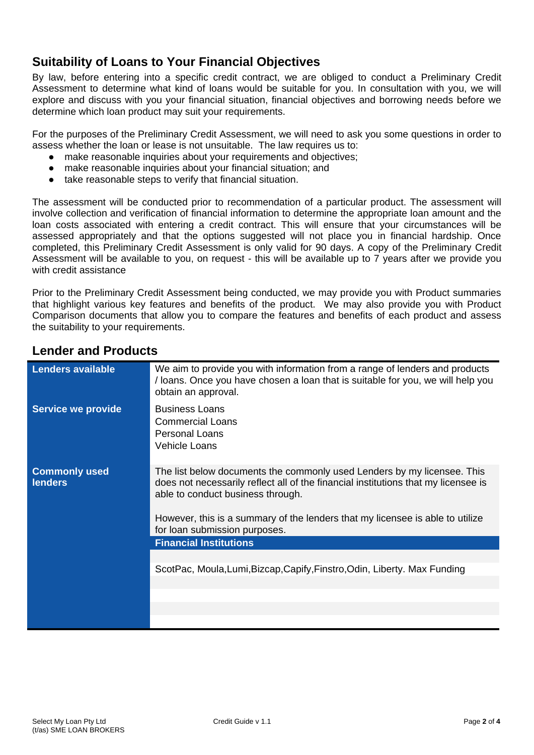## Suitability of Loans to Your Financial Objectives

By law, before entering into a specific credit contract, we are obliged to conduct a Preliminary Credit Assessment to determine what kind of loans would be suitable for you. In consultation with you, we will explore and discuss with you your financial situation, financial objectives and borrowing needs before we determine which loan product may suit your requirements.

For the purposes of the Preliminary Credit Assessment, we will need to ask you some questions in order to assess whether the loan or lease is not unsuitable. The law requires us to:

- make reasonable inquiries about your requirements and objectives;
- make reasonable inquiries about your financial situation; and
- take reasonable steps to verify that financial situation.

The assessment will be conducted prior to recommendation of a particular product. The assessment will involve collection and verification of financial information to determine the appropriate loan amount and the loan costs associated with entering a credit contract. This will ensure that your circumstances will be assessed appropriately and that the options suggested will not place you in financial hardship. Once completed, this Preliminary Credit Assessment is only valid for 90 days. A copy of the Preliminary Credit Assessment will be available to you, on request - this will be available up to 7 years after we provide you with credit assistance

Prior to the Preliminary Credit Assessment being conducted, we may provide you with Product summaries that highlight various key features and benefits of the product. We may also provide you with Product Comparison documents that allow you to compare the features and benefits of each product and assess the suitability to your requirements.

## Lender and Products

| | |
|---|---|
| **Lenders available** | We aim to provide you with information from a range of lenders and products / loans. Once you have chosen a loan that is suitable for you, we will help you obtain an approval. |
| **Service we provide** | Business Loans<br>Commercial Loans<br>Personal Loans<br>Vehicle Loans |
| **Commonly used lenders** | The list below documents the commonly used Lenders by my licensee. This does not necessarily reflect all of the financial institutions that my licensee is able to conduct business through.<br><br>However, this is a summary of the lenders that my licensee is able to utilize for loan submission purposes. |
| | **Financial Institutions** |
| | ScotPac, Moula,Lumi,Bizcap,Capify,Finstro,Odin, Liberty. Max Funding |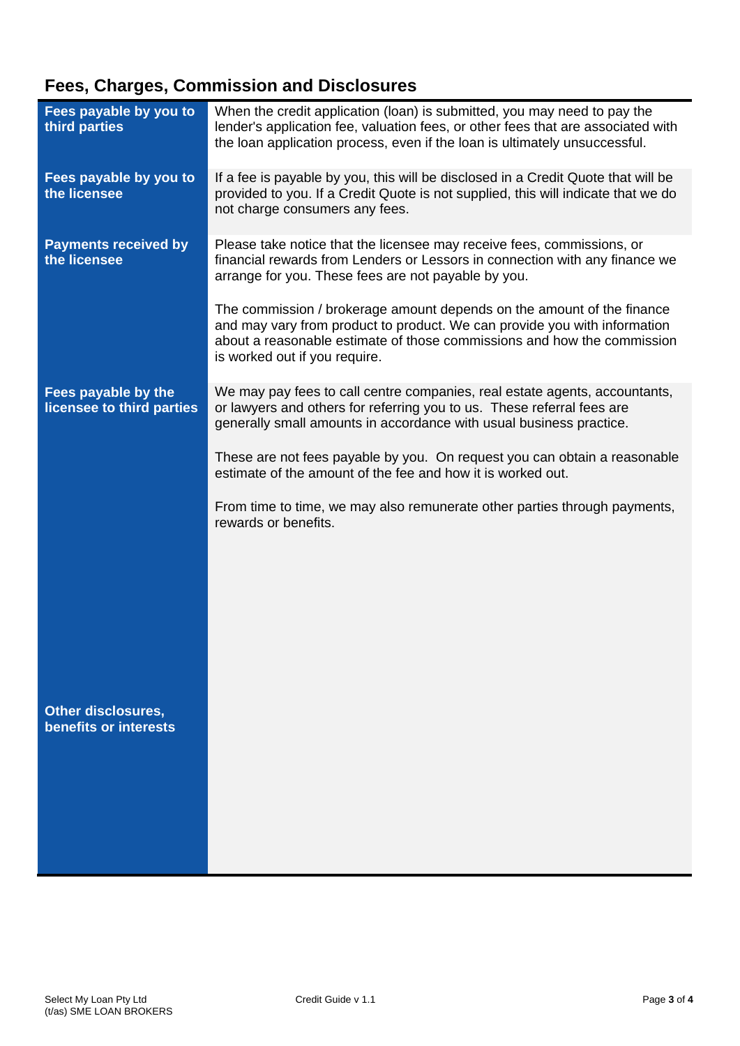## Fees, Charges, Commission and Disclosures

| | |
|---|---|
| **Fees payable by you to third parties** | When the credit application (loan) is submitted, you may need to pay the lender's application fee, valuation fees, or other fees that are associated with the loan application process, even if the loan is ultimately unsuccessful. |
| **Fees payable by you to the licensee** | If a fee is payable by you, this will be disclosed in a Credit Quote that will be provided to you. If a Credit Quote is not supplied, this will indicate that we do not charge consumers any fees. |
| **Payments received by the licensee** | Please take notice that the licensee may receive fees, commissions, or financial rewards from Lenders or Lessors in connection with any finance we arrange for you. These fees are not payable by you.<br><br>The commission / brokerage amount depends on the amount of the finance and may vary from product to product. We can provide you with information about a reasonable estimate of those commissions and how the commission is worked out if you require. |
| **Fees payable by the licensee to third parties** | We may pay fees to call centre companies, real estate agents, accountants, or lawyers and others for referring you to us. These referral fees are generally small amounts in accordance with usual business practice.<br><br>These are not fees payable by you. On request you can obtain a reasonable estimate of the amount of the fee and how it is worked out.<br><br>From time to time, we may also remunerate other parties through payments, rewards or benefits. |
| **Other disclosures, benefits or interests** | |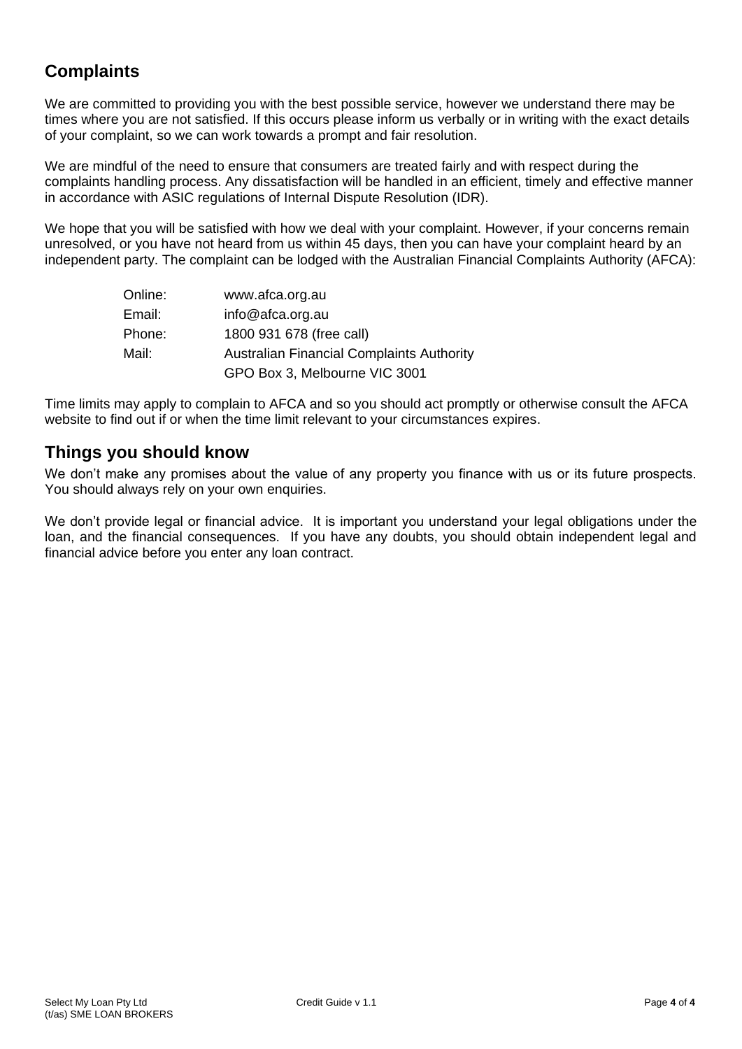## Complaints

We are committed to providing you with the best possible service, however we understand there may be times where you are not satisfied. If this occurs please inform us verbally or in writing with the exact details of your complaint, so we can work towards a prompt and fair resolution.

We are mindful of the need to ensure that consumers are treated fairly and with respect during the complaints handling process. Any dissatisfaction will be handled in an efficient, timely and effective manner in accordance with ASIC regulations of Internal Dispute Resolution (IDR).

We hope that you will be satisfied with how we deal with your complaint. However, if your concerns remain unresolved, or you have not heard from us within 45 days, then you can have your complaint heard by an independent party. The complaint can be lodged with the Australian Financial Complaints Authority (AFCA):

| | |
|---|---|
| Online: | www.afca.org.au |
| Email: | info@afca.org.au |
| Phone: | 1800 931 678 (free call) |
| Mail: | Australian Financial Complaints Authority<br>GPO Box 3, Melbourne VIC 3001 |

Time limits may apply to complain to AFCA and so you should act promptly or otherwise consult the AFCA website to find out if or when the time limit relevant to your circumstances expires.

## Things you should know

We don't make any promises about the value of any property you finance with us or its future prospects. You should always rely on your own enquiries.

We don't provide legal or financial advice. It is important you understand your legal obligations under the loan, and the financial consequences. If you have any doubts, you should obtain independent legal and financial advice before you enter any loan contract.